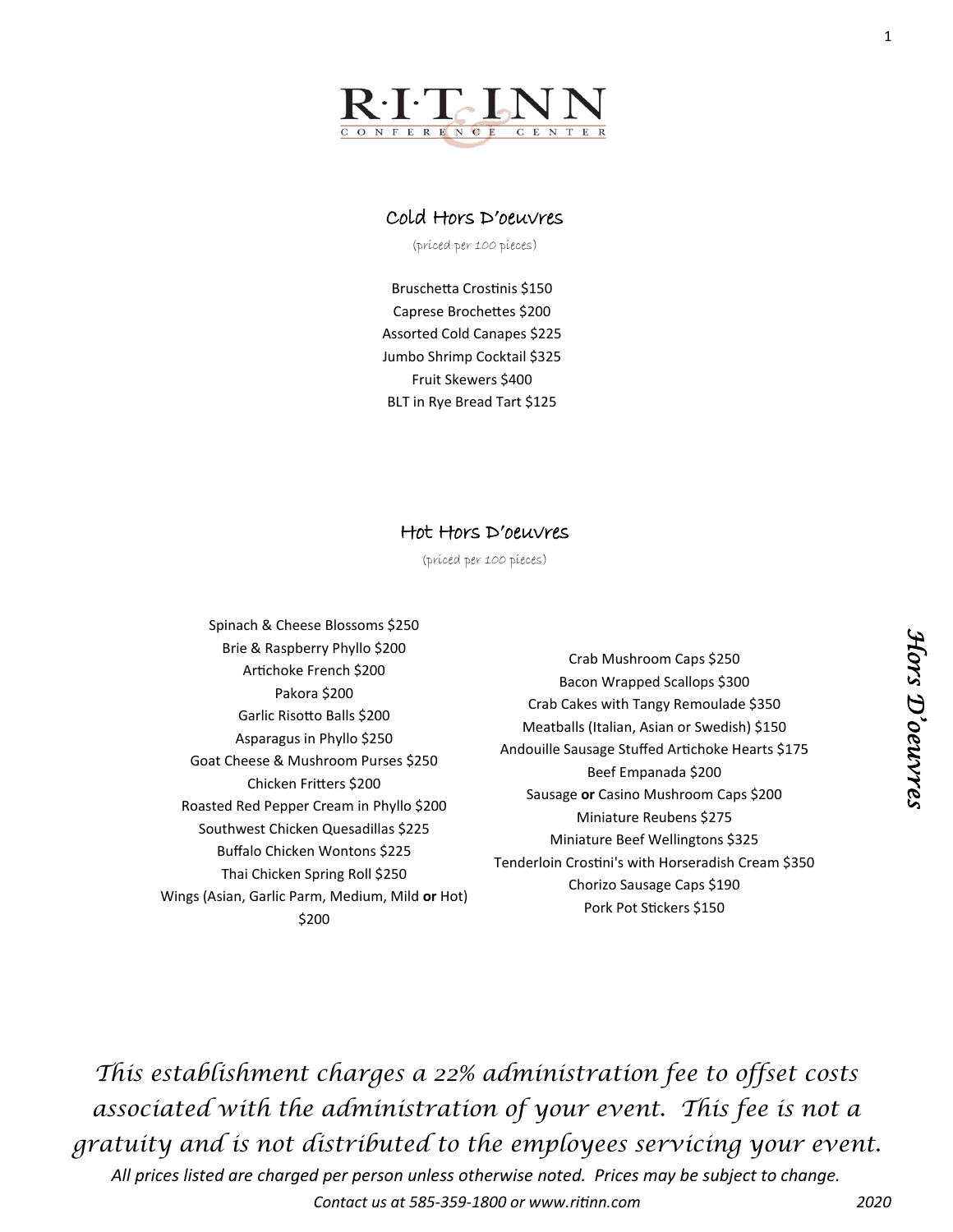# R·I·T INN & CONFERENCE CENTER

## Cold Hors D'oeuvres

(priced per 100 pieces)

Bruschetta Crostinis $150
Caprese Brochettes $200
Assorted Cold Canapes $225
Jumbo Shrimp Cocktail $325
Fruit Skewers $400
BLT in Rye Bread Tart $125

## Hot Hors D'oeuvres

(priced per 100 pieces)

Spinach & Cheese Blossoms $250
Brie & Raspberry Phyllo $200
Artichoke French $200
Pakora $200
Garlic Risotto Balls $200
Asparagus in Phyllo $250
Goat Cheese & Mushroom Purses $250
Chicken Fritters $200
Roasted Red Pepper Cream in Phyllo $200
Southwest Chicken Quesadillas $225
Buffalo Chicken Wontons $225
Thai Chicken Spring Roll $250
Wings (Asian, Garlic Parm, Medium, Mild **or** Hot) $200

Crab Mushroom Caps $250
Bacon Wrapped Scallops $300
Crab Cakes with Tangy Remoulade $350
Meatballs (Italian, Asian or Swedish) $150
Andouille Sausage Stuffed Artichoke Hearts $175
Beef Empanada $200
Sausage **or** Casino Mushroom Caps $200
Miniature Reubens $275
Miniature Beef Wellingtons $325
Tenderloin Crostini's with Horseradish Cream $350
Chorizo Sausage Caps $190
Pork Pot Stickers $150

*This establishment charges a 22% administration fee to offset costs associated with the administration of your event. This fee is not a gratuity and is not distributed to the employees servicing your event.*

*All prices listed are charged per person unless otherwise noted. Prices may be subject to change.*

*Contact us at 585-359-1800 or www.ritinn.com*

*2020*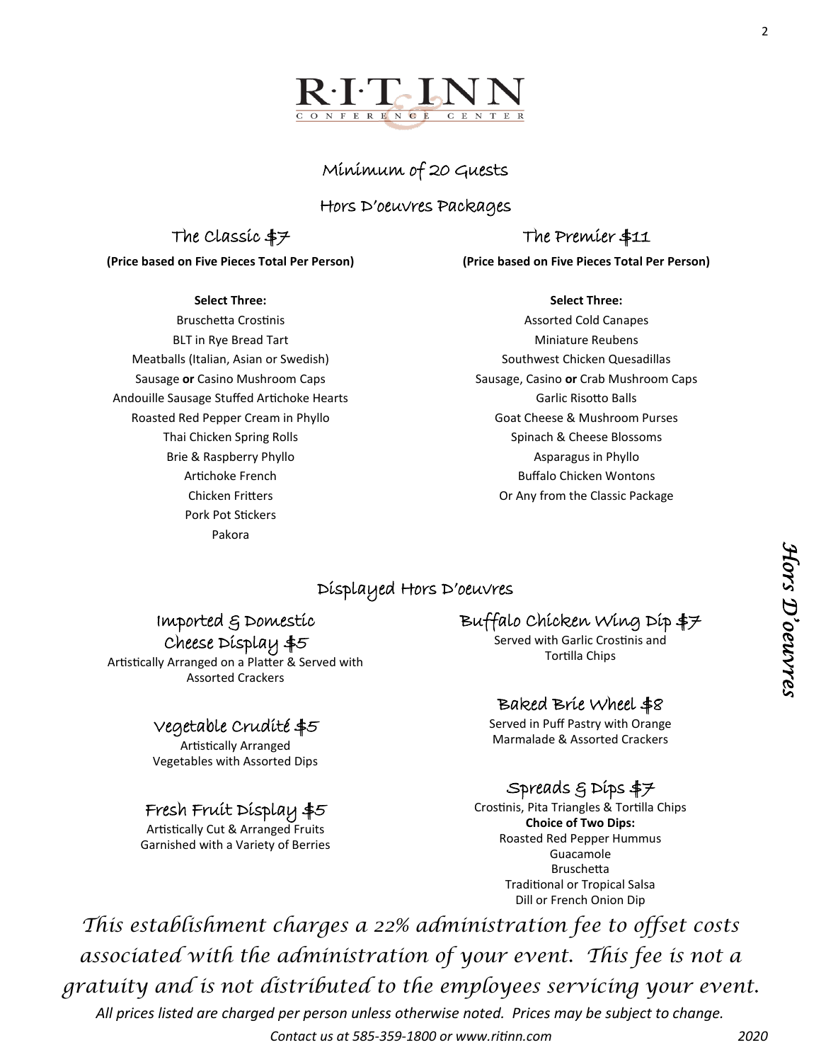# R·I·T INN CONFERENCE CENTER

Minimum of 20 Guests

## Hors D'oeuvres Packages

### The Classic $7

**(Price based on Five Pieces Total Per Person)**

**Select Three:**

Bruschetta Crostinis
BLT in Rye Bread Tart
Meatballs (Italian, Asian or Swedish)
Sausage **or** Casino Mushroom Caps
Andouille Sausage Stuffed Artichoke Hearts
Roasted Red Pepper Cream in Phyllo
Thai Chicken Spring Rolls
Brie & Raspberry Phyllo
Artichoke French
Chicken Fritters
Pork Pot Stickers
Pakora

### The Premier $11

**(Price based on Five Pieces Total Per Person)**

**Select Three:**

Assorted Cold Canapes
Miniature Reubens
Southwest Chicken Quesadillas
Sausage, Casino **or** Crab Mushroom Caps
Garlic Risotto Balls
Goat Cheese & Mushroom Purses
Spinach & Cheese Blossoms
Asparagus in Phyllo
Buffalo Chicken Wontons
Or Any from the Classic Package

## Displayed Hors D'oeuvres

### Imported & Domestic Cheese Display $5

Artistically Arranged on a Platter & Served with Assorted Crackers

### Vegetable Crudité $5

Artistically Arranged Vegetables with Assorted Dips

### Fresh Fruit Display $5

Artistically Cut & Arranged Fruits Garnished with a Variety of Berries

### Buffalo Chicken Wing Dip $7

Served with Garlic Crostinis and Tortilla Chips

### Baked Brie Wheel $8

Served in Puff Pastry with Orange Marmalade & Assorted Crackers

### Spreads & Dips $7

Crostinis, Pita Triangles & Tortilla Chips

**Choice of Two Dips:**

Roasted Red Pepper Hummus
Guacamole
Bruschetta
Traditional or Tropical Salsa
Dill or French Onion Dip

*This establishment charges a 22% administration fee to offset costs associated with the administration of your event. This fee is not a gratuity and is not distributed to the employees servicing your event.*

*All prices listed are charged per person unless otherwise noted. Prices may be subject to change.*

*Contact us at 585-359-1800 or www.ritinn.com*

*2020*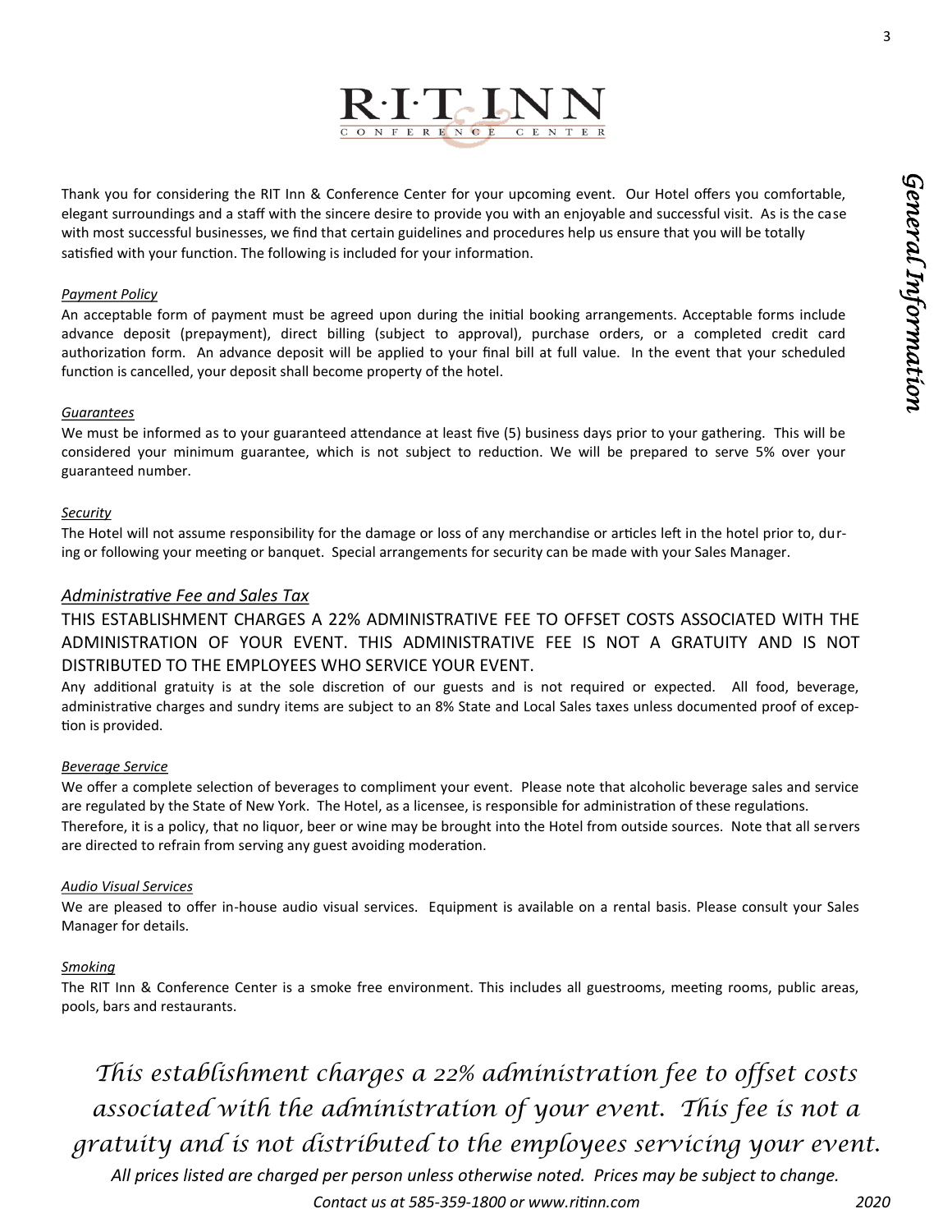# R·I·T INN CONFERENCE & CENTER

## General Information

Thank you for considering the RIT Inn & Conference Center for your upcoming event. Our Hotel offers you comfortable, elegant surroundings and a staff with the sincere desire to provide you with an enjoyable and successful visit. As is the case with most successful businesses, we find that certain guidelines and procedures help us ensure that you will be totally satisfied with your function. The following is included for your information.

### *Payment Policy*

An acceptable form of payment must be agreed upon during the initial booking arrangements. Acceptable forms include advance deposit (prepayment), direct billing (subject to approval), purchase orders, or a completed credit card authorization form. An advance deposit will be applied to your final bill at full value. In the event that your scheduled function is cancelled, your deposit shall become property of the hotel.

### *Guarantees*

We must be informed as to your guaranteed attendance at least five (5) business days prior to your gathering. This will be considered your minimum guarantee, which is not subject to reduction. We will be prepared to serve 5% over your guaranteed number.

### *Security*

The Hotel will not assume responsibility for the damage or loss of any merchandise or articles left in the hotel prior to, during or following your meeting or banquet. Special arrangements for security can be made with your Sales Manager.

### *Administrative Fee and Sales Tax*

THIS ESTABLISHMENT CHARGES A 22% ADMINISTRATIVE FEE TO OFFSET COSTS ASSOCIATED WITH THE ADMINISTRATION OF YOUR EVENT. THIS ADMINISTRATIVE FEE IS NOT A GRATUITY AND IS NOT DISTRIBUTED TO THE EMPLOYEES WHO SERVICE YOUR EVENT.

Any additional gratuity is at the sole discretion of our guests and is not required or expected. All food, beverage, administrative charges and sundry items are subject to an 8% State and Local Sales taxes unless documented proof of exception is provided.

### *Beverage Service*

We offer a complete selection of beverages to compliment your event. Please note that alcoholic beverage sales and service are regulated by the State of New York. The Hotel, as a licensee, is responsible for administration of these regulations. Therefore, it is a policy, that no liquor, beer or wine may be brought into the Hotel from outside sources. Note that all servers are directed to refrain from serving any guest avoiding moderation.

### *Audio Visual Services*

We are pleased to offer in-house audio visual services. Equipment is available on a rental basis. Please consult your Sales Manager for details.

### *Smoking*

The RIT Inn & Conference Center is a smoke free environment. This includes all guestrooms, meeting rooms, public areas, pools, bars and restaurants.

*This establishment charges a 22% administration fee to offset costs associated with the administration of your event. This fee is not a gratuity and is not distributed to the employees servicing your event.*

*All prices listed are charged per person unless otherwise noted. Prices may be subject to change.*

*Contact us at 585-359-1800 or www.ritinn.com* *2020*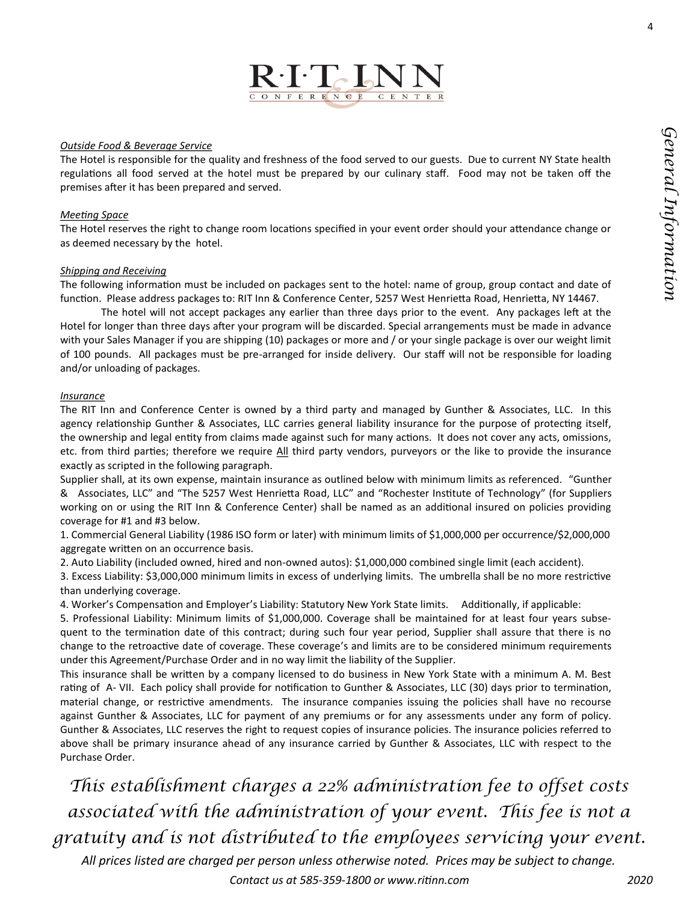# R·I·T INN

CONFERENCE CENTER

*General Information*

*Outside Food & Beverage Service*

The Hotel is responsible for the quality and freshness of the food served to our guests. Due to current NY State health regulations all food served at the hotel must be prepared by our culinary staff. Food may not be taken off the premises after it has been prepared and served.

*Meeting Space*

The Hotel reserves the right to change room locations specified in your event order should your attendance change or as deemed necessary by the hotel.

*Shipping and Receiving*

The following information must be included on packages sent to the hotel: name of group, group contact and date of function. Please address packages to: RIT Inn & Conference Center, 5257 West Henrietta Road, Henrietta, NY 14467.

The hotel will not accept packages any earlier than three days prior to the event. Any packages left at the Hotel for longer than three days after your program will be discarded. Special arrangements must be made in advance with your Sales Manager if you are shipping (10) packages or more and / or your single package is over our weight limit of 100 pounds. All packages must be pre-arranged for inside delivery. Our staff will not be responsible for loading and/or unloading of packages.

*Insurance*

The RIT Inn and Conference Center is owned by a third party and managed by Gunther & Associates, LLC. In this agency relationship Gunther & Associates, LLC carries general liability insurance for the purpose of protecting itself, the ownership and legal entity from claims made against such for many actions. It does not cover any acts, omissions, etc. from third parties; therefore we require All third party vendors, purveyors or the like to provide the insurance exactly as scripted in the following paragraph.

Supplier shall, at its own expense, maintain insurance as outlined below with minimum limits as referenced. "Gunther & Associates, LLC" and "The 5257 West Henrietta Road, LLC" and "Rochester Institute of Technology" (for Suppliers working on or using the RIT Inn & Conference Center) shall be named as an additional insured on policies providing coverage for #1 and #3 below.

1. Commercial General Liability (1986 ISO form or later) with minimum limits of $1,000,000 per occurrence/$2,000,000 aggregate written on an occurrence basis.
2. Auto Liability (included owned, hired and non-owned autos): $1,000,000 combined single limit (each accident).
3. Excess Liability: $3,000,000 minimum limits in excess of underlying limits. The umbrella shall be no more restrictive than underlying coverage.
4. Worker's Compensation and Employer's Liability: Statutory New York State limits. Additionally, if applicable:
5. Professional Liability: Minimum limits of $1,000,000. Coverage shall be maintained for at least four years subsequent to the termination date of this contract; during such four year period, Supplier shall assure that there is no change to the retroactive date of coverage. These coverage's and limits are to be considered minimum requirements under this Agreement/Purchase Order and in no way limit the liability of the Supplier.

This insurance shall be written by a company licensed to do business in New York State with a minimum A. M. Best rating of A- VII. Each policy shall provide for notification to Gunther & Associates, LLC (30) days prior to termination, material change, or restrictive amendments. The insurance companies issuing the policies shall have no recourse against Gunther & Associates, LLC for payment of any premiums or for any assessments under any form of policy. Gunther & Associates, LLC reserves the right to request copies of insurance policies. The insurance policies referred to above shall be primary insurance ahead of any insurance carried by Gunther & Associates, LLC with respect to the Purchase Order.

*This establishment charges a 22% administration fee to offset costs associated with the administration of your event. This fee is not a gratuity and is not distributed to the employees servicing your event.*

*All prices listed are charged per person unless otherwise noted. Prices may be subject to change.*

*Contact us at 585-359-1800 or www.ritinn.com*

*2020*